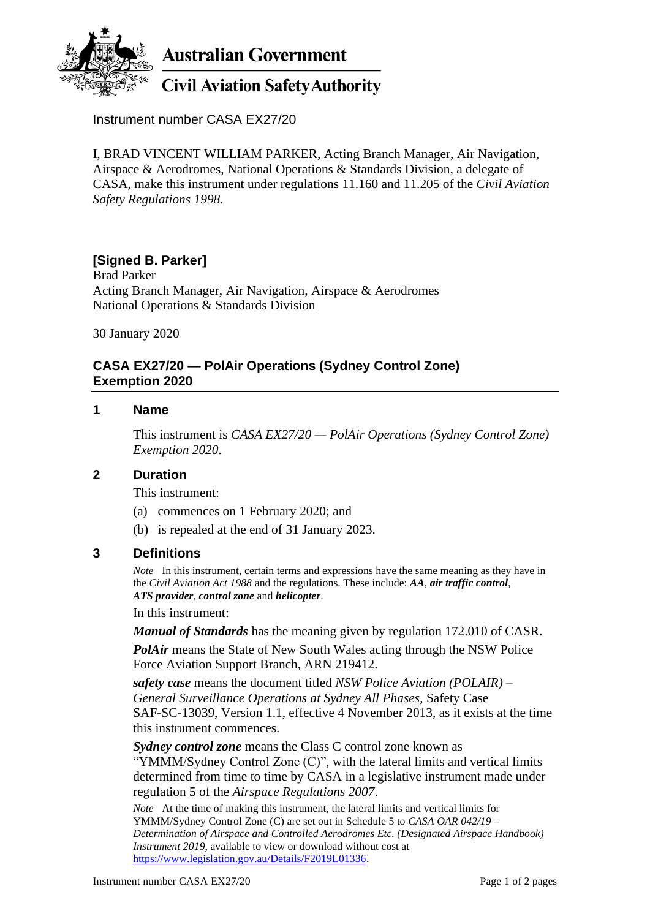Australian Government

Civil Aviation Safety Authority

Instrument number CASA EX27/20

I, BRAD VINCENT WILLIAM PARKER, Acting Branch Manager, Air Navigation, Airspace & Aerodromes, National Operations & Standards Division, a delegate of CASA, make this instrument under regulations 11.160 and 11.205 of the *Civil Aviation Safety Regulations 1998*.

**[Signed B. Parker]**
Brad Parker
Acting Branch Manager, Air Navigation, Airspace & Aerodromes
National Operations & Standards Division

30 January 2020

## CASA EX27/20 — PolAir Operations (Sydney Control Zone) Exemption 2020

### 1 Name

This instrument is *CASA EX27/20 — PolAir Operations (Sydney Control Zone) Exemption 2020*.

### 2 Duration

This instrument:

(a) commences on 1 February 2020; and

(b) is repealed at the end of 31 January 2023.

### 3 Definitions

*Note* In this instrument, certain terms and expressions have the same meaning as they have in the *Civil Aviation Act 1988* and the regulations. These include: ***AA***, ***air traffic control***, ***ATS provider***, ***control zone*** and ***helicopter***.

In this instrument:

***Manual of Standards*** has the meaning given by regulation 172.010 of CASR.

***PolAir*** means the State of New South Wales acting through the NSW Police Force Aviation Support Branch, ARN 219412.

***safety case*** means the document titled *NSW Police Aviation (POLAIR) – General Surveillance Operations at Sydney All Phases*, Safety Case SAF-SC-13039, Version 1.1, effective 4 November 2013, as it exists at the time this instrument commences.

***Sydney control zone*** means the Class C control zone known as "YMMM/Sydney Control Zone (C)", with the lateral limits and vertical limits determined from time to time by CASA in a legislative instrument made under regulation 5 of the *Airspace Regulations 2007*.

*Note* At the time of making this instrument, the lateral limits and vertical limits for YMMM/Sydney Control Zone (C) are set out in Schedule 5 to *CASA OAR 042/19 – Determination of Airspace and Controlled Aerodromes Etc. (Designated Airspace Handbook) Instrument 2019*, available to view or download without cost at https://www.legislation.gov.au/Details/F2019L01336.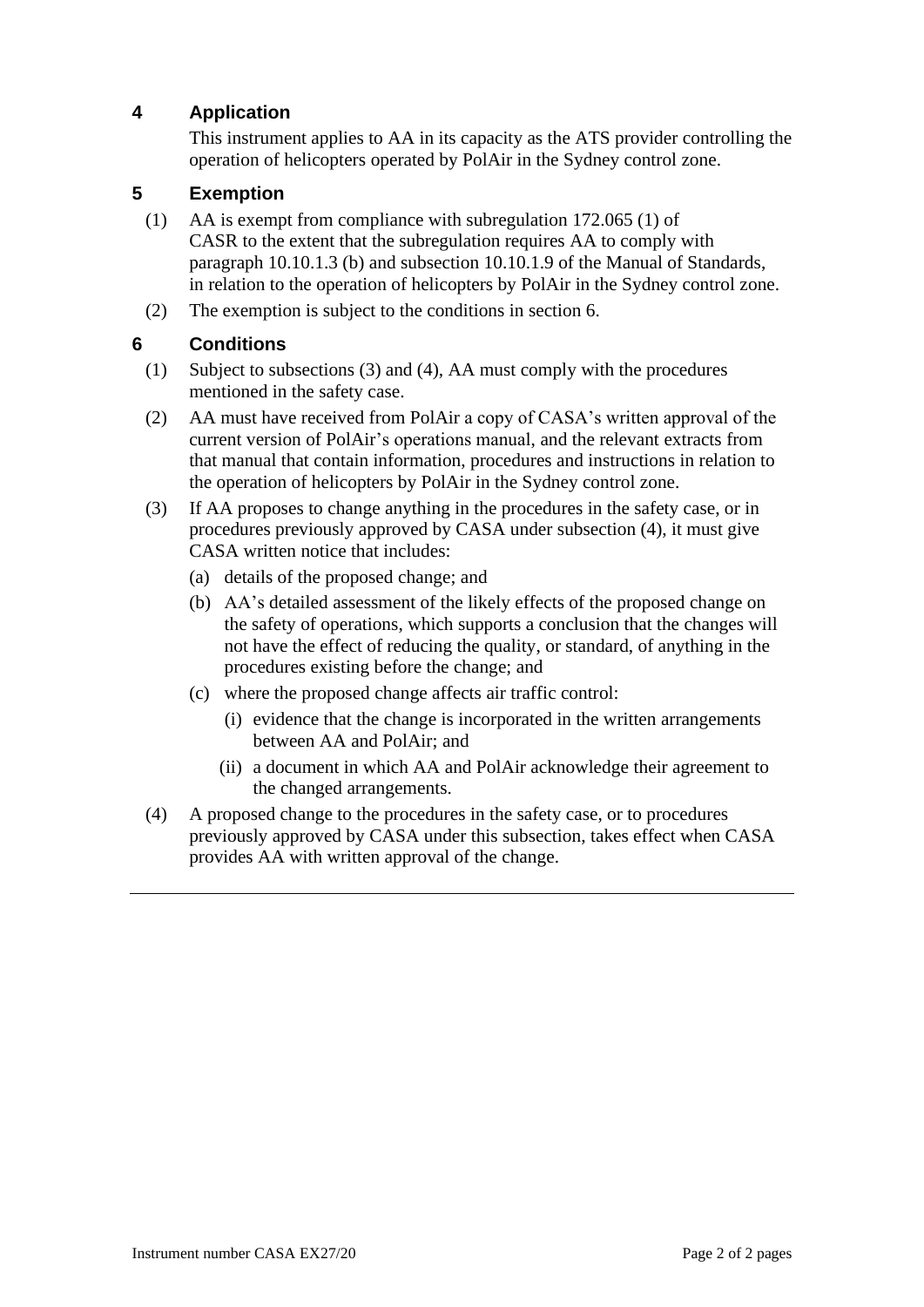## 4 Application

This instrument applies to AA in its capacity as the ATS provider controlling the operation of helicopters operated by PolAir in the Sydney control zone.

## 5 Exemption

(1) AA is exempt from compliance with subregulation 172.065 (1) of CASR to the extent that the subregulation requires AA to comply with paragraph 10.10.1.3 (b) and subsection 10.10.1.9 of the Manual of Standards, in relation to the operation of helicopters by PolAir in the Sydney control zone.

(2) The exemption is subject to the conditions in section 6.

## 6 Conditions

(1) Subject to subsections (3) and (4), AA must comply with the procedures mentioned in the safety case.

(2) AA must have received from PolAir a copy of CASA's written approval of the current version of PolAir's operations manual, and the relevant extracts from that manual that contain information, procedures and instructions in relation to the operation of helicopters by PolAir in the Sydney control zone.

(3) If AA proposes to change anything in the procedures in the safety case, or in procedures previously approved by CASA under subsection (4), it must give CASA written notice that includes:

(a) details of the proposed change; and

(b) AA's detailed assessment of the likely effects of the proposed change on the safety of operations, which supports a conclusion that the changes will not have the effect of reducing the quality, or standard, of anything in the procedures existing before the change; and

(c) where the proposed change affects air traffic control:

(i) evidence that the change is incorporated in the written arrangements between AA and PolAir; and

(ii) a document in which AA and PolAir acknowledge their agreement to the changed arrangements.

(4) A proposed change to the procedures in the safety case, or to procedures previously approved by CASA under this subsection, takes effect when CASA provides AA with written approval of the change.